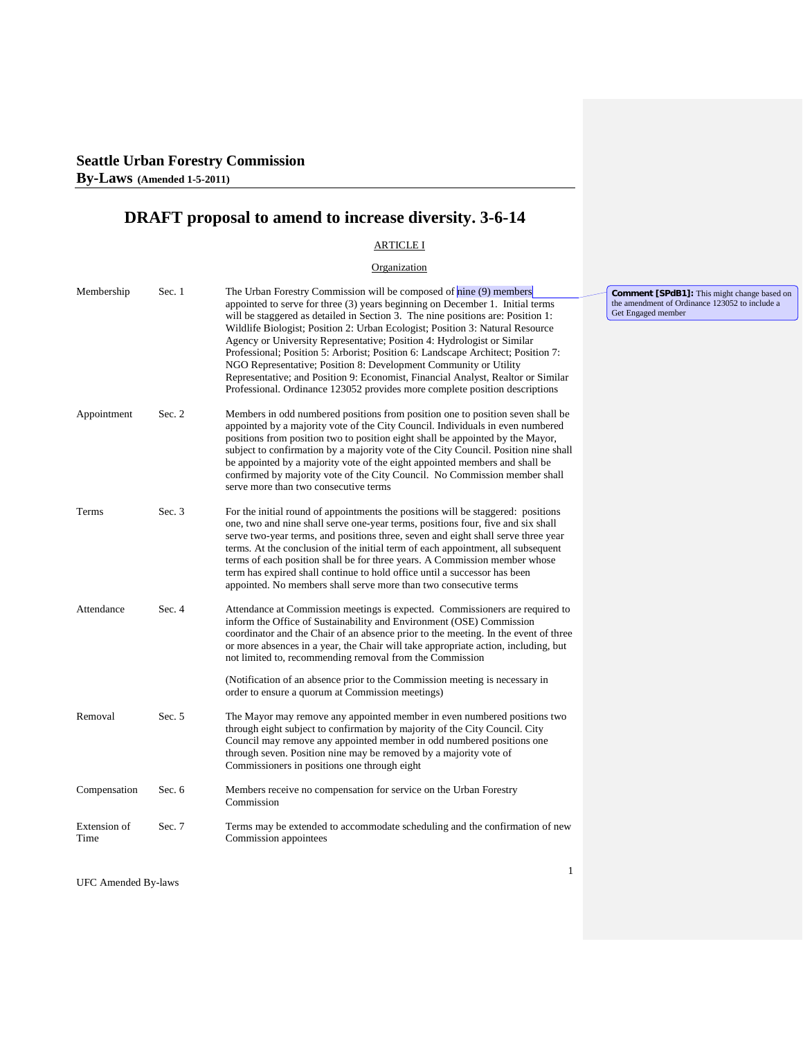**Seattle Urban Forestry Commission**
**By-Laws (Amended 1-5-2011)**

# DRAFT proposal to amend to increase diversity. 3-6-14

## ARTICLE I

### Organization

| | | |
|---|---|---|
| Membership | Sec. 1 | The Urban Forestry Commission will be composed of nine (9) members appointed to serve for three (3) years beginning on December 1. Initial terms will be staggered as detailed in Section 3. The nine positions are: Position 1: Wildlife Biologist; Position 2: Urban Ecologist; Position 3: Natural Resource Agency or University Representative; Position 4: Hydrologist or Similar Professional; Position 5: Arborist; Position 6: Landscape Architect; Position 7: NGO Representative; Position 8: Development Community or Utility Representative; and Position 9: Economist, Financial Analyst, Realtor or Similar Professional. Ordinance 123052 provides more complete position descriptions |
| Appointment | Sec. 2 | Members in odd numbered positions from position one to position seven shall be appointed by a majority vote of the City Council. Individuals in even numbered positions from position two to position eight shall be appointed by the Mayor, subject to confirmation by a majority vote of the City Council. Position nine shall be appointed by a majority vote of the eight appointed members and shall be confirmed by majority vote of the City Council. No Commission member shall serve more than two consecutive terms |
| Terms | Sec. 3 | For the initial round of appointments the positions will be staggered: positions one, two and nine shall serve one-year terms, positions four, five and six shall serve two-year terms, and positions three, seven and eight shall serve three year terms. At the conclusion of the initial term of each appointment, all subsequent terms of each position shall be for three years. A Commission member whose term has expired shall continue to hold office until a successor has been appointed. No members shall serve more than two consecutive terms |
| Attendance | Sec. 4 | Attendance at Commission meetings is expected. Commissioners are required to inform the Office of Sustainability and Environment (OSE) Commission coordinator and the Chair of an absence prior to the meeting. In the event of three or more absences in a year, the Chair will take appropriate action, including, but not limited to, recommending removal from the Commission<br><br>(Notification of an absence prior to the Commission meeting is necessary in order to ensure a quorum at Commission meetings) |
| Removal | Sec. 5 | The Mayor may remove any appointed member in even numbered positions two through eight subject to confirmation by majority of the City Council. City Council may remove any appointed member in odd numbered positions one through seven. Position nine may be removed by a majority vote of Commissioners in positions one through eight |
| Compensation | Sec. 6 | Members receive no compensation for service on the Urban Forestry Commission |
| Extension of Time | Sec. 7 | Terms may be extended to accommodate scheduling and the confirmation of new Commission appointees |

**Comment [SPdB1]:** This might change based on the amendment of Ordinance 123052 to include a Get Engaged member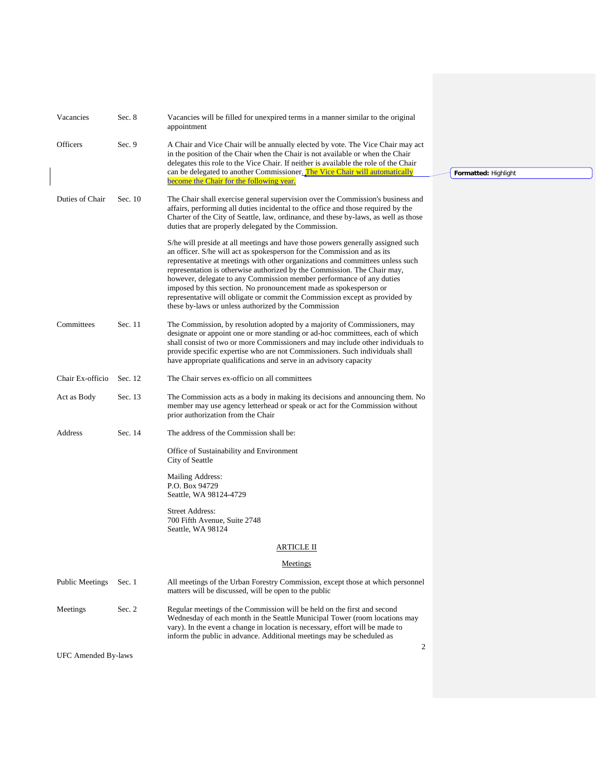| | | |
|---|---|---|
| Vacancies | Sec. 8 | Vacancies will be filled for unexpired terms in a manner similar to the original appointment |
| Officers | Sec. 9 | A Chair and Vice Chair will be annually elected by vote. The Vice Chair may act in the position of the Chair when the Chair is not available or when the Chair delegates this role to the Vice Chair. If neither is available the role of the Chair can be delegated to another Commissioner. The Vice Chair will automatically become the Chair for the following year. |
| Duties of Chair | Sec. 10 | The Chair shall exercise general supervision over the Commission's business and affairs, performing all duties incidental to the office and those required by the Charter of the City of Seattle, law, ordinance, and these by-laws, as well as those duties that are properly delegated by the Commission.<br><br>S/he will preside at all meetings and have those powers generally assigned such an officer. S/he will act as spokesperson for the Commission and as its representative at meetings with other organizations and committees unless such representation is otherwise authorized by the Commission. The Chair may, however, delegate to any Commission member performance of any duties imposed by this section. No pronouncement made as spokesperson or representative will obligate or commit the Commission except as provided by these by-laws or unless authorized by the Commission |
| Committees | Sec. 11 | The Commission, by resolution adopted by a majority of Commissioners, may designate or appoint one or more standing or ad-hoc committees, each of which shall consist of two or more Commissioners and may include other individuals to provide specific expertise who are not Commissioners. Such individuals shall have appropriate qualifications and serve in an advisory capacity |
| Chair Ex-officio | Sec. 12 | The Chair serves ex-officio on all committees |
| Act as Body | Sec. 13 | The Commission acts as a body in making its decisions and announcing them. No member may use agency letterhead or speak or act for the Commission without prior authorization from the Chair |
| Address | Sec. 14 | The address of the Commission shall be:<br><br>Office of Sustainability and Environment<br>City of Seattle<br><br>Mailing Address:<br>P.O. Box 94729<br>Seattle, WA 98124-4729<br><br>Street Address:<br>700 Fifth Avenue, Suite 2748<br>Seattle, WA 98124 |

Formatted: Highlight

## ARTICLE II

## Meetings

| | | |
|---|---|---|
| Public Meetings | Sec. 1 | All meetings of the Urban Forestry Commission, except those at which personnel matters will be discussed, will be open to the public |
| Meetings | Sec. 2 | Regular meetings of the Commission will be held on the first and second Wednesday of each month in the Seattle Municipal Tower (room locations may vary). In the event a change in location is necessary, effort will be made to inform the public in advance. Additional meetings may be scheduled as |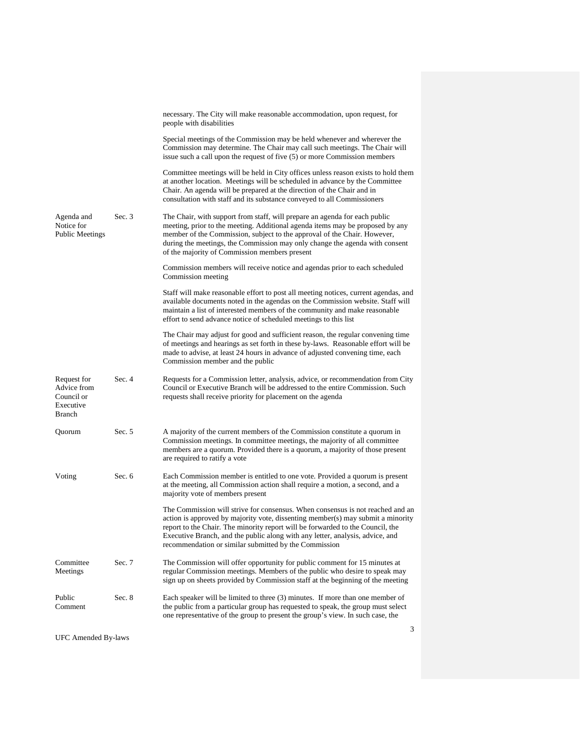necessary. The City will make reasonable accommodation, upon request, for people with disabilities

Special meetings of the Commission may be held whenever and wherever the Commission may determine. The Chair may call such meetings. The Chair will issue such a call upon the request of five (5) or more Commission members

Committee meetings will be held in City offices unless reason exists to hold them at another location. Meetings will be scheduled in advance by the Committee Chair. An agenda will be prepared at the direction of the Chair and in consultation with staff and its substance conveyed to all Commissioners

**Agenda and Notice for Public Meetings — Sec. 3**

The Chair, with support from staff, will prepare an agenda for each public meeting, prior to the meeting. Additional agenda items may be proposed by any member of the Commission, subject to the approval of the Chair. However, during the meetings, the Commission may only change the agenda with consent of the majority of Commission members present

Commission members will receive notice and agendas prior to each scheduled Commission meeting

Staff will make reasonable effort to post all meeting notices, current agendas, and available documents noted in the agendas on the Commission website. Staff will maintain a list of interested members of the community and make reasonable effort to send advance notice of scheduled meetings to this list

The Chair may adjust for good and sufficient reason, the regular convening time of meetings and hearings as set forth in these by-laws. Reasonable effort will be made to advise, at least 24 hours in advance of adjusted convening time, each Commission member and the public

**Request for Advice from Council or Executive Branch — Sec. 4**

Requests for a Commission letter, analysis, advice, or recommendation from City Council or Executive Branch will be addressed to the entire Commission. Such requests shall receive priority for placement on the agenda

**Quorum — Sec. 5**

A majority of the current members of the Commission constitute a quorum in Commission meetings. In committee meetings, the majority of all committee members are a quorum. Provided there is a quorum, a majority of those present are required to ratify a vote

**Voting — Sec. 6**

Each Commission member is entitled to one vote. Provided a quorum is present at the meeting, all Commission action shall require a motion, a second, and a majority vote of members present

The Commission will strive for consensus. When consensus is not reached and an action is approved by majority vote, dissenting member(s) may submit a minority report to the Chair. The minority report will be forwarded to the Council, the Executive Branch, and the public along with any letter, analysis, advice, and recommendation or similar submitted by the Commission

**Committee Meetings — Sec. 7**

The Commission will offer opportunity for public comment for 15 minutes at regular Commission meetings. Members of the public who desire to speak may sign up on sheets provided by Commission staff at the beginning of the meeting

**Public Comment — Sec. 8**

Each speaker will be limited to three (3) minutes. If more than one member of the public from a particular group has requested to speak, the group must select one representative of the group to present the group's view. In such case, the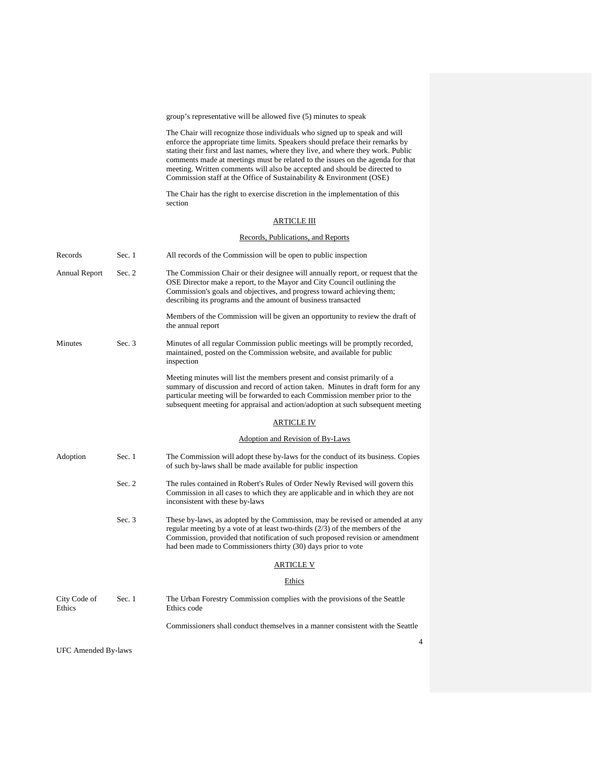group's representative will be allowed five (5) minutes to speak

The Chair will recognize those individuals who signed up to speak and will enforce the appropriate time limits. Speakers should preface their remarks by stating their first and last names, where they live, and where they work. Public comments made at meetings must be related to the issues on the agenda for that meeting. Written comments will also be accepted and should be directed to Commission staff at the Office of Sustainability & Environment (OSE)

The Chair has the right to exercise discretion in the implementation of this section

## ARTICLE III

### Records, Publications, and Reports

**Records — Sec. 1** All records of the Commission will be open to public inspection

**Annual Report — Sec. 2** The Commission Chair or their designee will annually report, or request that the OSE Director make a report, to the Mayor and City Council outlining the Commission's goals and objectives, and progress toward achieving them; describing its programs and the amount of business transacted

Members of the Commission will be given an opportunity to review the draft of the annual report

**Minutes — Sec. 3** Minutes of all regular Commission public meetings will be promptly recorded, maintained, posted on the Commission website, and available for public inspection

Meeting minutes will list the members present and consist primarily of a summary of discussion and record of action taken. Minutes in draft form for any particular meeting will be forwarded to each Commission member prior to the subsequent meeting for appraisal and action/adoption at such subsequent meeting

## ARTICLE IV

### Adoption and Revision of By-Laws

**Adoption — Sec. 1** The Commission will adopt these by-laws for the conduct of its business. Copies of such by-laws shall be made available for public inspection

**Sec. 2** The rules contained in Robert's Rules of Order Newly Revised will govern this Commission in all cases to which they are applicable and in which they are not inconsistent with these by-laws

**Sec. 3** These by-laws, as adopted by the Commission, may be revised or amended at any regular meeting by a vote of at least two-thirds (2/3) of the members of the Commission, provided that notification of such proposed revision or amendment had been made to Commissioners thirty (30) days prior to vote

## ARTICLE V

### Ethics

**City Code of Ethics — Sec. 1** The Urban Forestry Commission complies with the provisions of the Seattle Ethics code

Commissioners shall conduct themselves in a manner consistent with the Seattle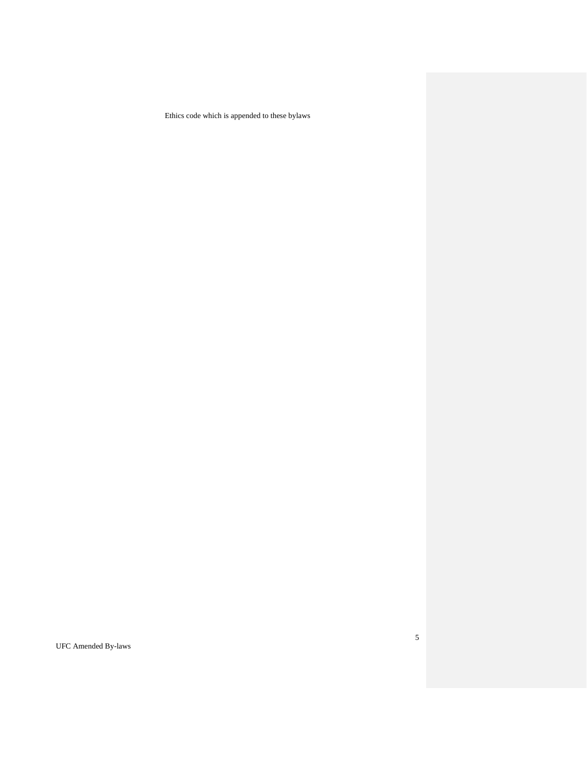Ethics code which is appended to these bylaws